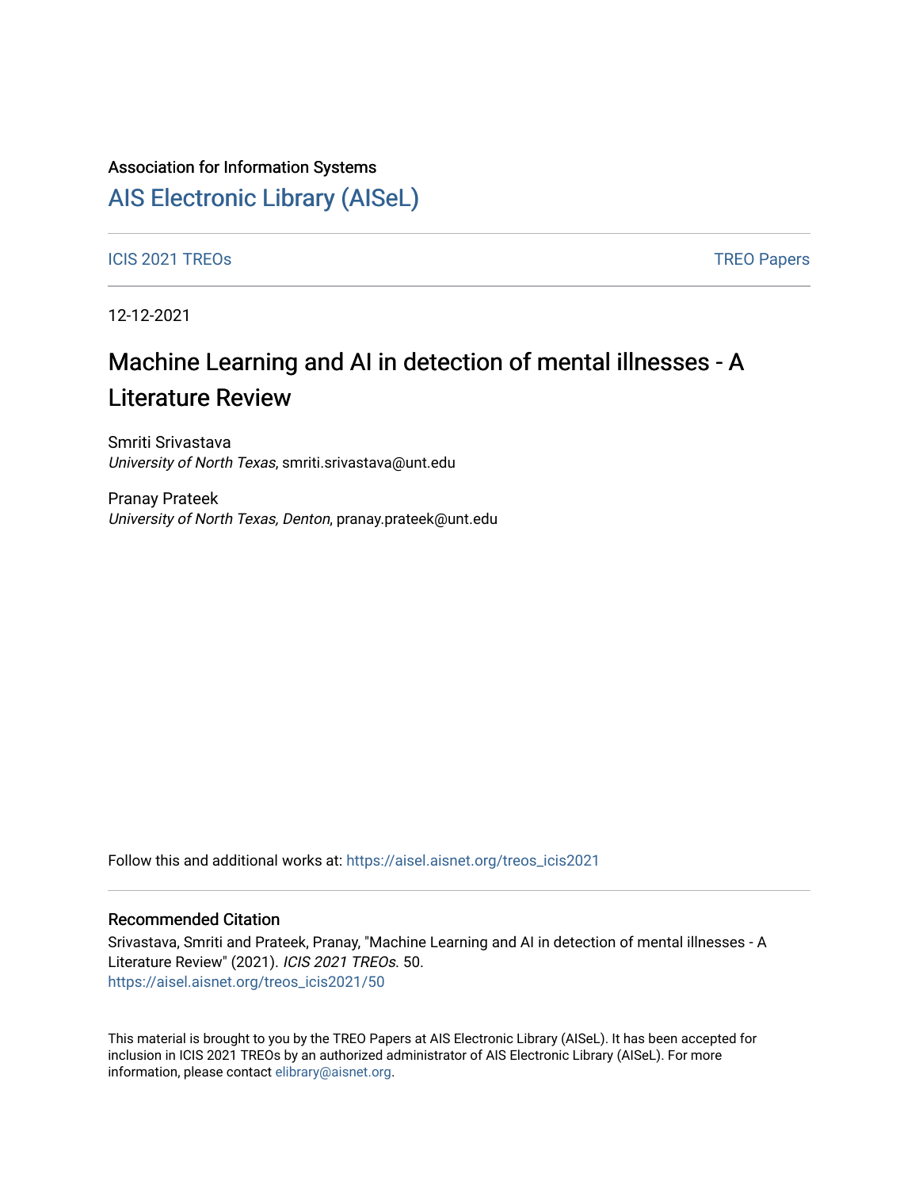Association for Information Systems

# AIS Electronic Library (AISeL)

ICIS 2021 TREOs | TREO Papers

12-12-2021

# Machine Learning and AI in detection of mental illnesses - A Literature Review

Smriti Srivastava
*University of North Texas*, smriti.srivastava@unt.edu

Pranay Prateek
*University of North Texas, Denton*, pranay.prateek@unt.edu

Follow this and additional works at: https://aisel.aisnet.org/treos_icis2021

## Recommended Citation

Srivastava, Smriti and Prateek, Pranay, "Machine Learning and AI in detection of mental illnesses - A Literature Review" (2021). *ICIS 2021 TREOs*. 50.
https://aisel.aisnet.org/treos_icis2021/50

This material is brought to you by the TREO Papers at AIS Electronic Library (AISeL). It has been accepted for inclusion in ICIS 2021 TREOs by an authorized administrator of AIS Electronic Library (AISeL). For more information, please contact elibrary@aisnet.org.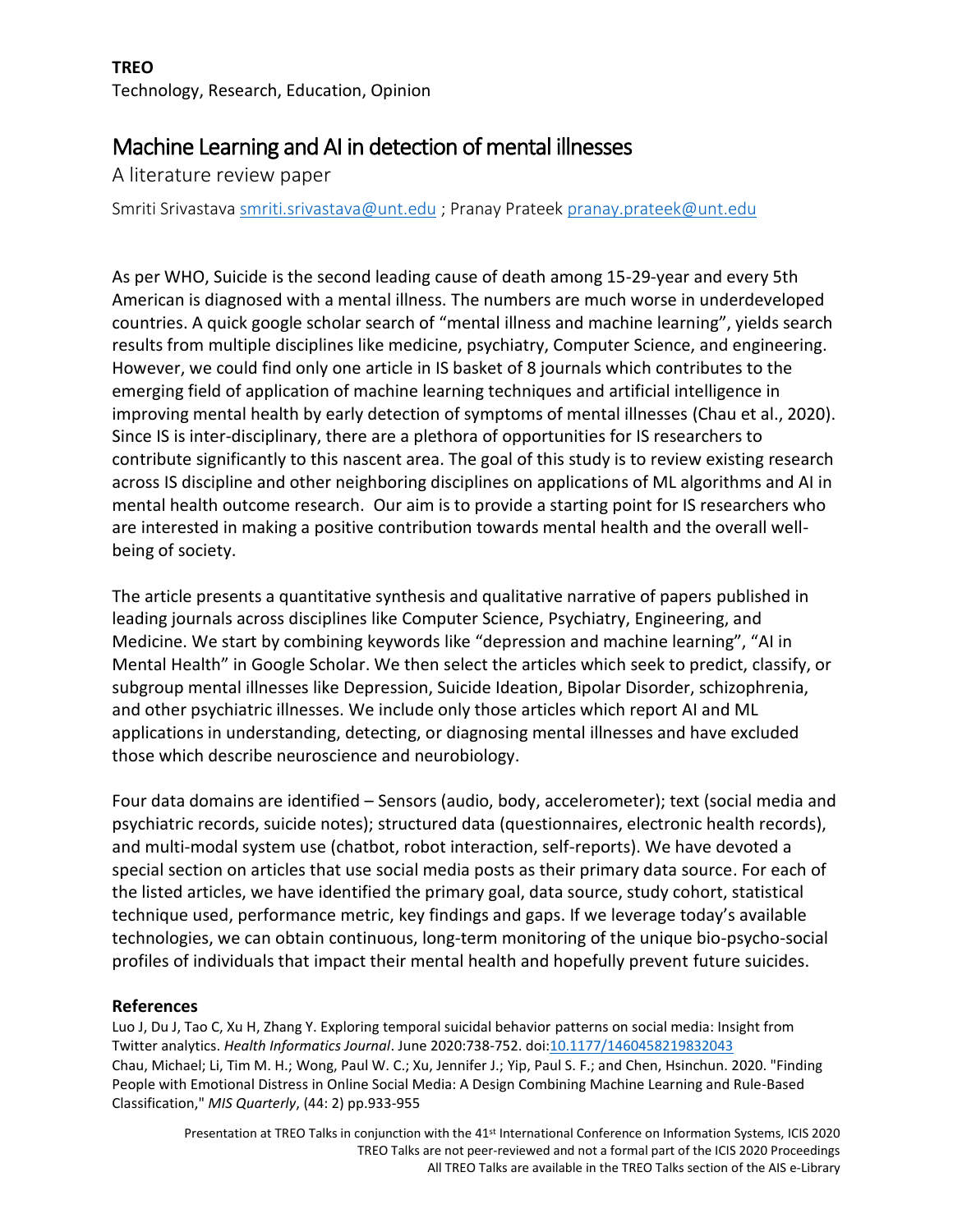**TREO**

Technology, Research, Education, Opinion

# Machine Learning and AI in detection of mental illnesses

## A literature review paper

Smriti Srivastava smriti.srivastava@unt.edu ; Pranay Prateek pranay.prateek@unt.edu

As per WHO, Suicide is the second leading cause of death among 15-29-year and every 5th American is diagnosed with a mental illness. The numbers are much worse in underdeveloped countries. A quick google scholar search of "mental illness and machine learning", yields search results from multiple disciplines like medicine, psychiatry, Computer Science, and engineering. However, we could find only one article in IS basket of 8 journals which contributes to the emerging field of application of machine learning techniques and artificial intelligence in improving mental health by early detection of symptoms of mental illnesses (Chau et al., 2020). Since IS is inter-disciplinary, there are a plethora of opportunities for IS researchers to contribute significantly to this nascent area. The goal of this study is to review existing research across IS discipline and other neighboring disciplines on applications of ML algorithms and AI in mental health outcome research. Our aim is to provide a starting point for IS researchers who are interested in making a positive contribution towards mental health and the overall well-being of society.

The article presents a quantitative synthesis and qualitative narrative of papers published in leading journals across disciplines like Computer Science, Psychiatry, Engineering, and Medicine. We start by combining keywords like "depression and machine learning", "AI in Mental Health" in Google Scholar. We then select the articles which seek to predict, classify, or subgroup mental illnesses like Depression, Suicide Ideation, Bipolar Disorder, schizophrenia, and other psychiatric illnesses. We include only those articles which report AI and ML applications in understanding, detecting, or diagnosing mental illnesses and have excluded those which describe neuroscience and neurobiology.

Four data domains are identified – Sensors (audio, body, accelerometer); text (social media and psychiatric records, suicide notes); structured data (questionnaires, electronic health records), and multi-modal system use (chatbot, robot interaction, self-reports). We have devoted a special section on articles that use social media posts as their primary data source. For each of the listed articles, we have identified the primary goal, data source, study cohort, statistical technique used, performance metric, key findings and gaps. If we leverage today's available technologies, we can obtain continuous, long-term monitoring of the unique bio-psycho-social profiles of individuals that impact their mental health and hopefully prevent future suicides.

### References

Luo J, Du J, Tao C, Xu H, Zhang Y. Exploring temporal suicidal behavior patterns on social media: Insight from Twitter analytics. *Health Informatics Journal*. June 2020:738-752. doi:10.1177/1460458219832043

Chau, Michael; Li, Tim M. H.; Wong, Paul W. C.; Xu, Jennifer J.; Yip, Paul S. F.; and Chen, Hsinchun. 2020. "Finding People with Emotional Distress in Online Social Media: A Design Combining Machine Learning and Rule-Based Classification," *MIS Quarterly*, (44: 2) pp.933-955

Presentation at TREO Talks in conjunction with the 41st International Conference on Information Systems, ICIS 2020
TREO Talks are not peer-reviewed and not a formal part of the ICIS 2020 Proceedings
All TREO Talks are available in the TREO Talks section of the AIS e-Library